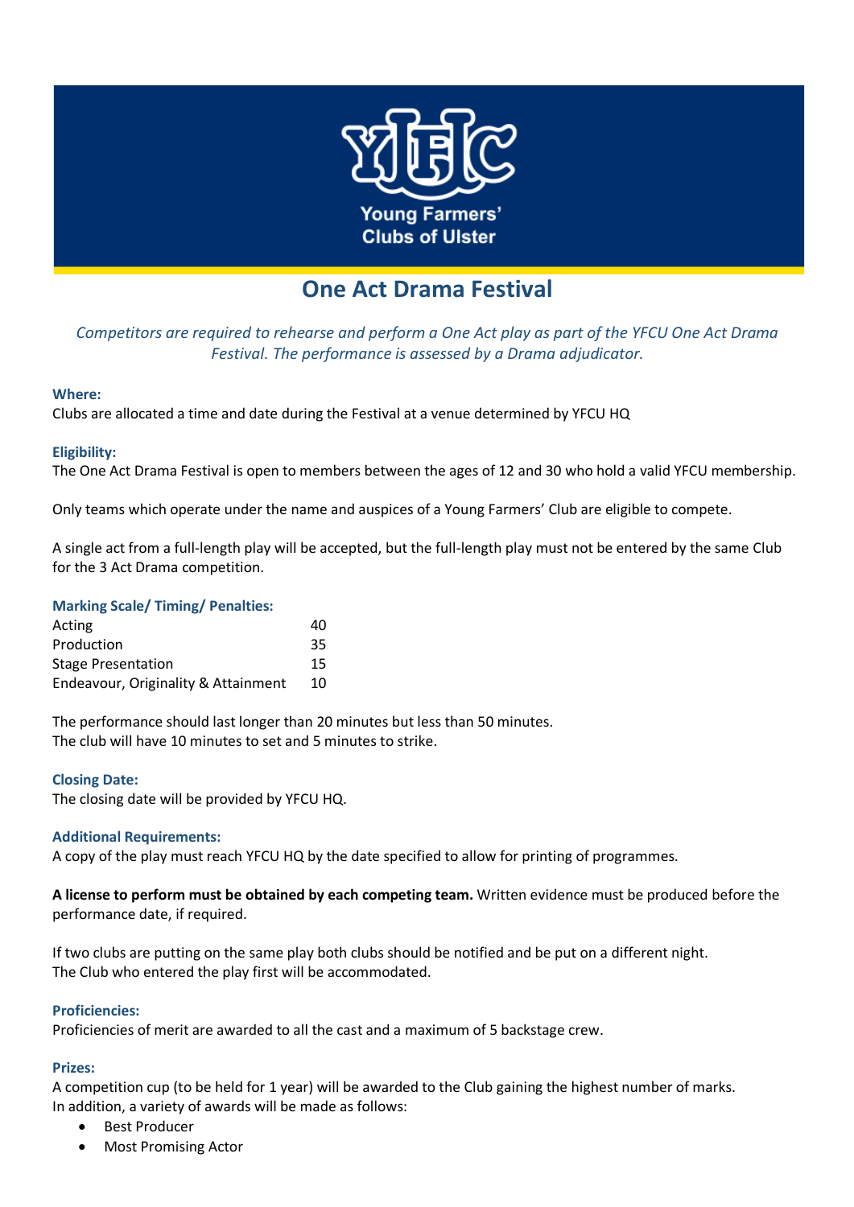Young Farmers' Clubs of Ulster

# One Act Drama Festival

*Competitors are required to rehearse and perform a One Act play as part of the YFCU One Act Drama Festival. The performance is assessed by a Drama adjudicator.*

### Where:

Clubs are allocated a time and date during the Festival at a venue determined by YFCU HQ

### Eligibility:

The One Act Drama Festival is open to members between the ages of 12 and 30 who hold a valid YFCU membership.

Only teams which operate under the name and auspices of a Young Farmers' Club are eligible to compete.

A single act from a full-length play will be accepted, but the full-length play must not be entered by the same Club for the 3 Act Drama competition.

### Marking Scale/ Timing/ Penalties:

| | |
|---|---|
| Acting | 40 |
| Production | 35 |
| Stage Presentation | 15 |
| Endeavour, Originality & Attainment | 10 |

The performance should last longer than 20 minutes but less than 50 minutes.
The club will have 10 minutes to set and 5 minutes to strike.

### Closing Date:

The closing date will be provided by YFCU HQ.

### Additional Requirements:

A copy of the play must reach YFCU HQ by the date specified to allow for printing of programmes.

**A license to perform must be obtained by each competing team.** Written evidence must be produced before the performance date, if required.

If two clubs are putting on the same play both clubs should be notified and be put on a different night.
The Club who entered the play first will be accommodated.

### Proficiencies:

Proficiencies of merit are awarded to all the cast and a maximum of 5 backstage crew.

### Prizes:

A competition cup (to be held for 1 year) will be awarded to the Club gaining the highest number of marks.
In addition, a variety of awards will be made as follows:

- Best Producer
- Most Promising Actor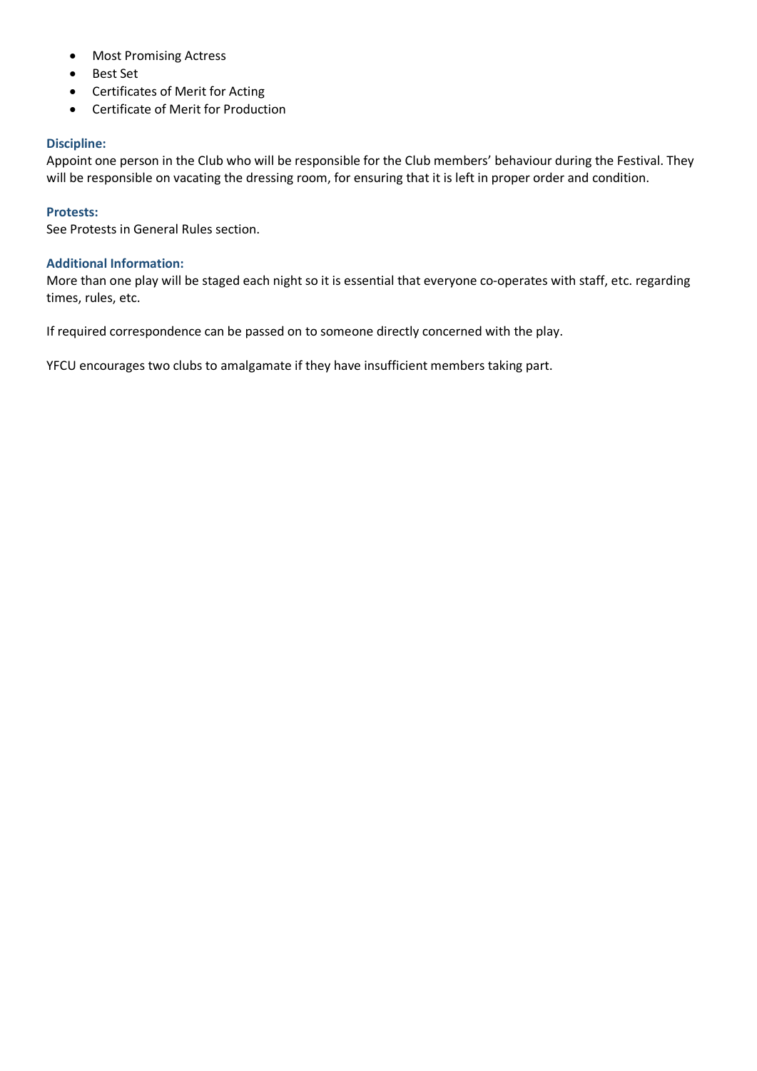- Most Promising Actress
- Best Set
- Certificates of Merit for Acting
- Certificate of Merit for Production

### Discipline:

Appoint one person in the Club who will be responsible for the Club members' behaviour during the Festival. They will be responsible on vacating the dressing room, for ensuring that it is left in proper order and condition.

### Protests:

See Protests in General Rules section.

### Additional Information:

More than one play will be staged each night so it is essential that everyone co-operates with staff, etc. regarding times, rules, etc.

If required correspondence can be passed on to someone directly concerned with the play.

YFCU encourages two clubs to amalgamate if they have insufficient members taking part.